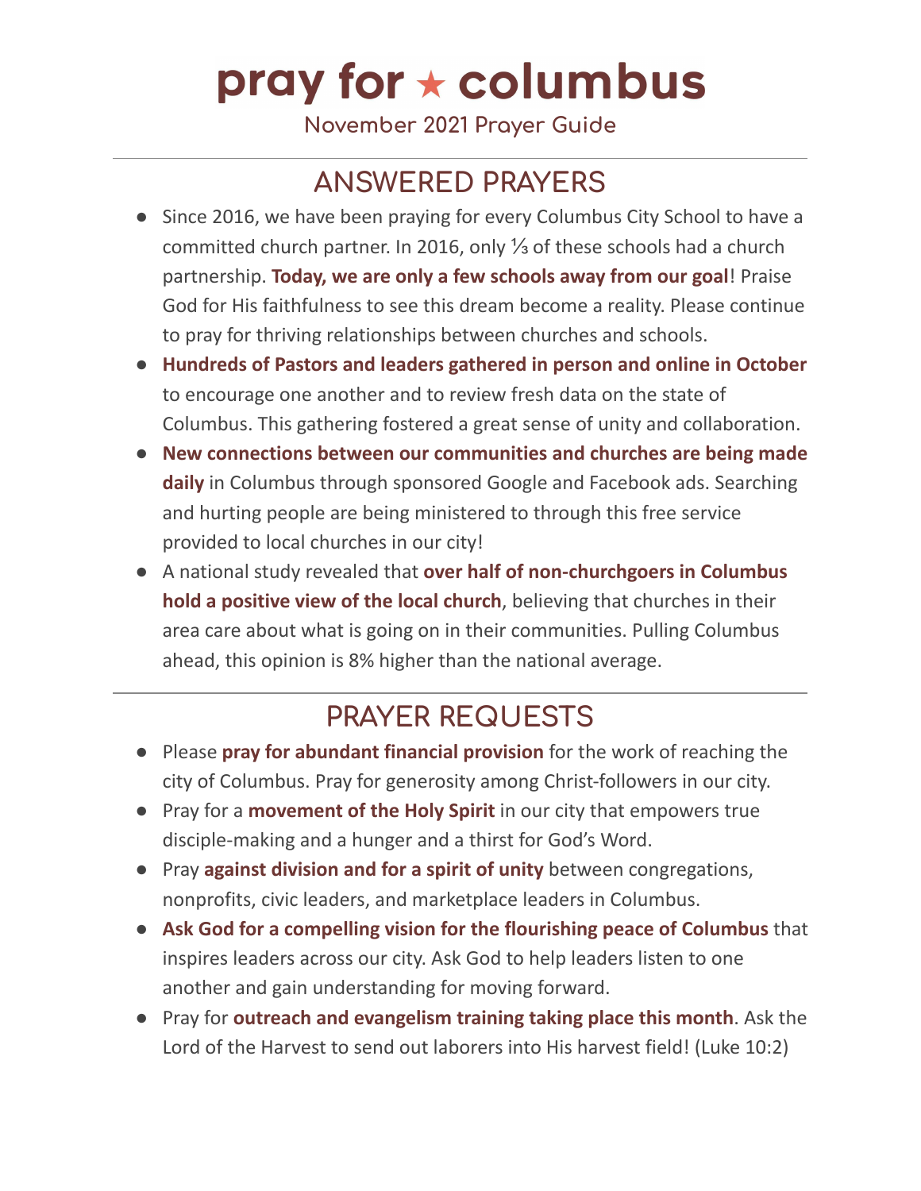# pray for ★ columbus

November 2021 Prayer Guide

## ANSWERED PRAYERS

- Since 2016, we have been praying for every Columbus City School to have a committed church partner. In 2016, only ⅓ of these schools had a church partnership. **Today, we are only a few schools away from our goal**! Praise God for His faithfulness to see this dream become a reality. Please continue to pray for thriving relationships between churches and schools.
- **Hundreds of Pastors and leaders gathered in person and online in October** to encourage one another and to review fresh data on the state of Columbus. This gathering fostered a great sense of unity and collaboration.
- **New connections between our communities and churches are being made daily** in Columbus through sponsored Google and Facebook ads. Searching and hurting people are being ministered to through this free service provided to local churches in our city!
- A national study revealed that **over half of non-churchgoers in Columbus hold a positive view of the local church**, believing that churches in their area care about what is going on in their communities. Pulling Columbus ahead, this opinion is 8% higher than the national average.

## PRAYER REQUESTS

- Please **pray for abundant financial provision** for the work of reaching the city of Columbus. Pray for generosity among Christ-followers in our city.
- Pray for a **movement of the Holy Spirit** in our city that empowers true disciple-making and a hunger and a thirst for God's Word.
- Pray **against division and for a spirit of unity** between congregations, nonprofits, civic leaders, and marketplace leaders in Columbus.
- **Ask God for a compelling vision for the flourishing peace of Columbus** that inspires leaders across our city. Ask God to help leaders listen to one another and gain understanding for moving forward.
- Pray for **outreach and evangelism training taking place this month**. Ask the Lord of the Harvest to send out laborers into His harvest field! (Luke 10:2)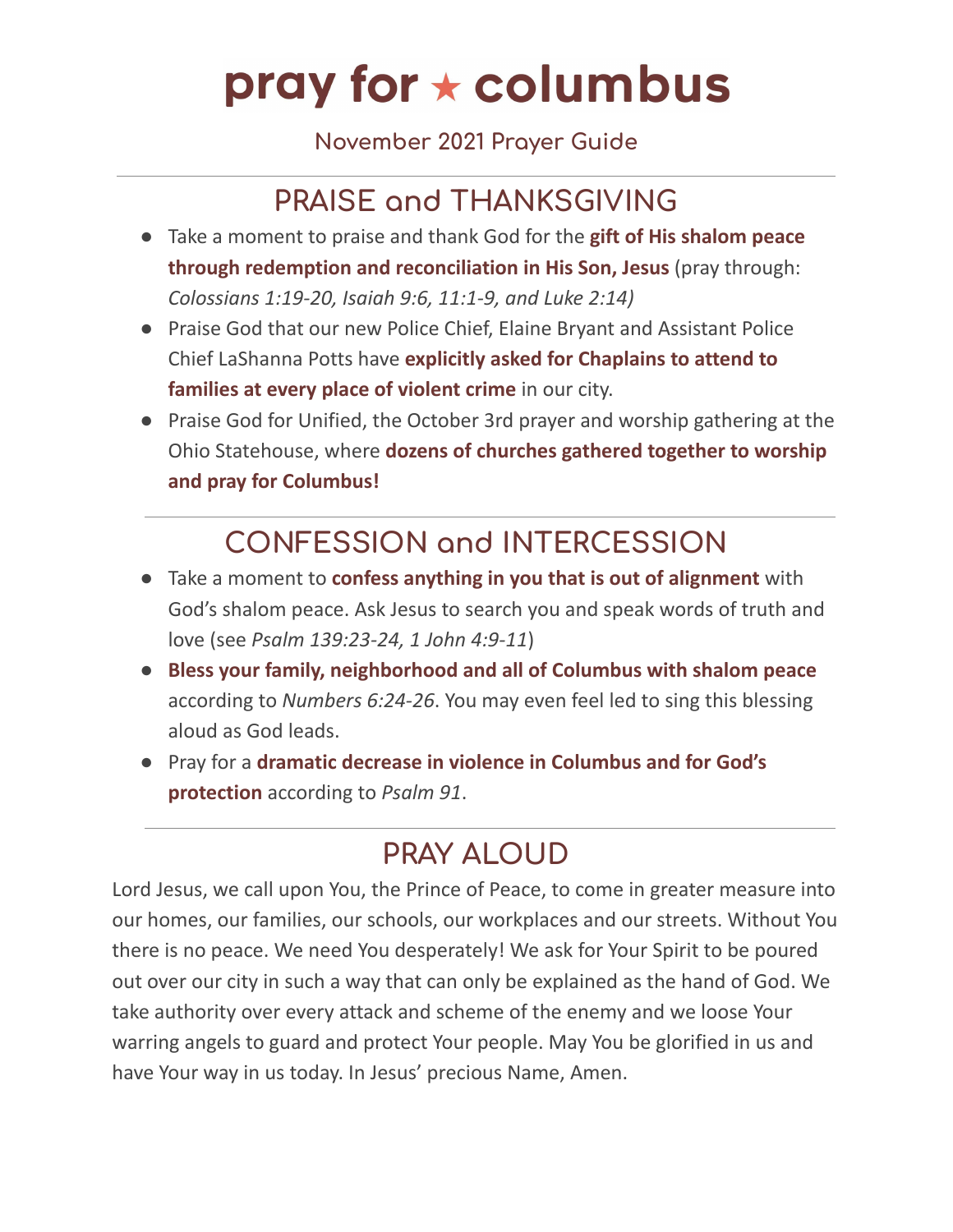# pray for ★ columbus

November 2021 Prayer Guide

## PRAISE and THANKSGIVING

- Take a moment to praise and thank God for the **gift of His shalom peace through redemption and reconciliation in His Son, Jesus** (pray through: *Colossians 1:19-20, Isaiah 9:6, 11:1-9, and Luke 2:14)*
- Praise God that our new Police Chief, Elaine Bryant and Assistant Police Chief LaShanna Potts have **explicitly asked for Chaplains to attend to families at every place of violent crime** in our city.
- Praise God for Unified, the October 3rd prayer and worship gathering at the Ohio Statehouse, where **dozens of churches gathered together to worship and pray for Columbus!**

## CONFESSION and INTERCESSION

- Take a moment to **confess anything in you that is out of alignment** with God's shalom peace. Ask Jesus to search you and speak words of truth and love (see *Psalm 139:23-24, 1 John 4:9-11*)
- **Bless your family, neighborhood and all of Columbus with shalom peace** according to *Numbers 6:24-26*. You may even feel led to sing this blessing aloud as God leads.
- Pray for a **dramatic decrease in violence in Columbus and for God's protection** according to *Psalm 91*.

## PRAY ALOUD

Lord Jesus, we call upon You, the Prince of Peace, to come in greater measure into our homes, our families, our schools, our workplaces and our streets. Without You there is no peace. We need You desperately! We ask for Your Spirit to be poured out over our city in such a way that can only be explained as the hand of God. We take authority over every attack and scheme of the enemy and we loose Your warring angels to guard and protect Your people. May You be glorified in us and have Your way in us today. In Jesus' precious Name, Amen.